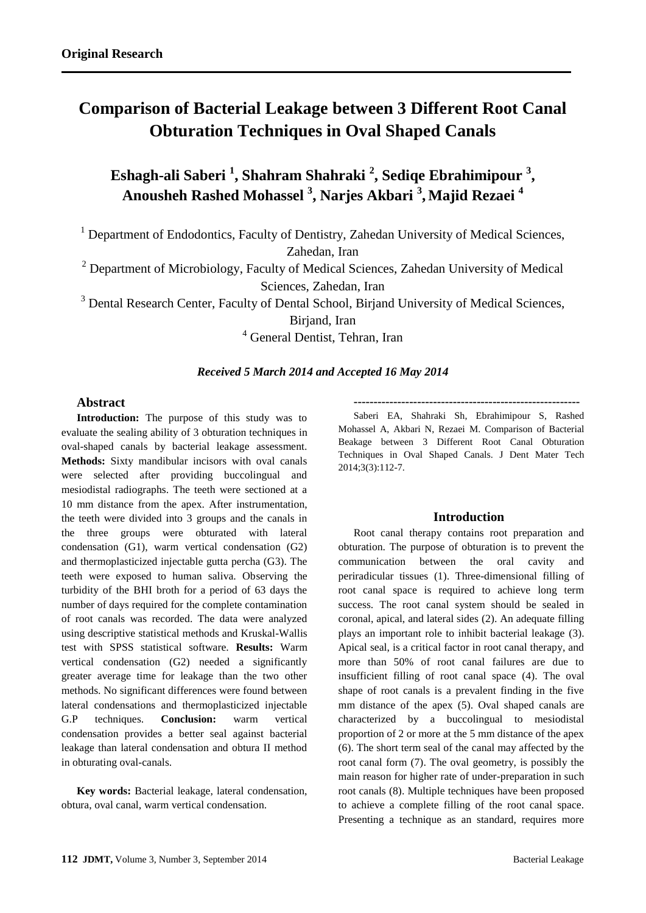**Original Research**

# Comparison of Bacterial Leakage between 3 Different Root Canal Obturation Techniques in Oval Shaped Canals

**Eshagh-ali Saberi [1], Shahram Shahraki [2], Sediqe Ebrahimipour [3], Anousheh Rashed Mohassel [3], Narjes Akbari [3], Majid Rezaei [4]**

[1] Department of Endodontics, Faculty of Dentistry, Zahedan University of Medical Sciences, Zahedan, Iran

[2] Department of Microbiology, Faculty of Medical Sciences, Zahedan University of Medical Sciences, Zahedan, Iran

[3] Dental Research Center, Faculty of Dental School, Birjand University of Medical Sciences, Birjand, Iran

[4] General Dentist, Tehran, Iran

***Received 5 March 2014 and Accepted 16 May 2014***

## Abstract

**Introduction:** The purpose of this study was to evaluate the sealing ability of 3 obturation techniques in oval-shaped canals by bacterial leakage assessment. **Methods:** Sixty mandibular incisors with oval canals were selected after providing buccolingual and mesiodistal radiographs. The teeth were sectioned at a 10 mm distance from the apex. After instrumentation, the teeth were divided into 3 groups and the canals in the three groups were obturated with lateral condensation (G1), warm vertical condensation (G2) and thermoplasticized injectable gutta percha (G3). The teeth were exposed to human saliva. Observing the turbidity of the BHI broth for a period of 63 days the number of days required for the complete contamination of root canals was recorded. The data were analyzed using descriptive statistical methods and Kruskal-Wallis test with SPSS statistical software. **Results:** Warm vertical condensation (G2) needed a significantly greater average time for leakage than the two other methods. No significant differences were found between lateral condensations and thermoplasticized injectable G.P techniques. **Conclusion:** warm vertical condensation provides a better seal against bacterial leakage than lateral condensation and obtura II method in obturating oval-canals.

**Key words:** Bacterial leakage, lateral condensation, obtura, oval canal, warm vertical condensation.

---

Saberi EA, Shahraki Sh, Ebrahimipour S, Rashed Mohassel A, Akbari N, Rezaei M. Comparison of Bacterial Beakage between 3 Different Root Canal Obturation Techniques in Oval Shaped Canals. J Dent Mater Tech 2014;3(3):112-7.

## Introduction

Root canal therapy contains root preparation and obturation. The purpose of obturation is to prevent the communication between the oral cavity and periradicular tissues (1). Three-dimensional filling of root canal space is required to achieve long term success. The root canal system should be sealed in coronal, apical, and lateral sides (2). An adequate filling plays an important role to inhibit bacterial leakage (3). Apical seal, is a critical factor in root canal therapy, and more than 50% of root canal failures are due to insufficient filling of root canal space (4). The oval shape of root canals is a prevalent finding in the five mm distance of the apex (5). Oval shaped canals are characterized by a buccolingual to mesiodistal proportion of 2 or more at the 5 mm distance of the apex (6). The short term seal of the canal may affected by the root canal form (7). The oval geometry, is possibly the main reason for higher rate of under-preparation in such root canals (8). Multiple techniques have been proposed to achieve a complete filling of the root canal space. Presenting a technique as an standard, requires more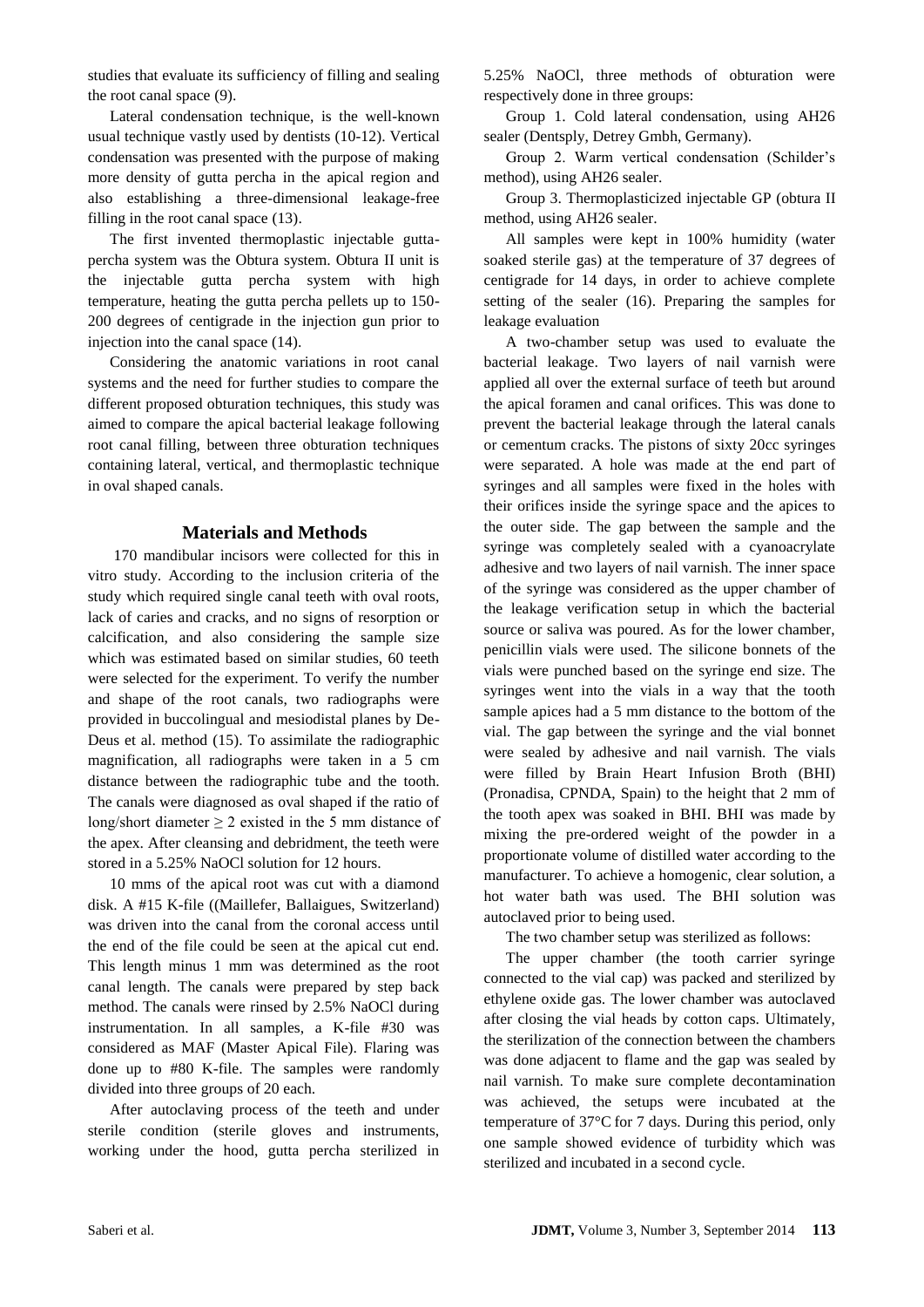studies that evaluate its sufficiency of filling and sealing the root canal space (9).

Lateral condensation technique, is the well-known usual technique vastly used by dentists (10-12). Vertical condensation was presented with the purpose of making more density of gutta percha in the apical region and also establishing a three-dimensional leakage-free filling in the root canal space (13).

The first invented thermoplastic injectable gutta-percha system was the Obtura system. Obtura II unit is the injectable gutta percha system with high temperature, heating the gutta percha pellets up to 150-200 degrees of centigrade in the injection gun prior to injection into the canal space (14).

Considering the anatomic variations in root canal systems and the need for further studies to compare the different proposed obturation techniques, this study was aimed to compare the apical bacterial leakage following root canal filling, between three obturation techniques containing lateral, vertical, and thermoplastic technique in oval shaped canals.

## Materials and Methods

170 mandibular incisors were collected for this in vitro study. According to the inclusion criteria of the study which required single canal teeth with oval roots, lack of caries and cracks, and no signs of resorption or calcification, and also considering the sample size which was estimated based on similar studies, 60 teeth were selected for the experiment. To verify the number and shape of the root canals, two radiographs were provided in buccolingual and mesiodistal planes by De-Deus et al. method (15). To assimilate the radiographic magnification, all radiographs were taken in a 5 cm distance between the radiographic tube and the tooth. The canals were diagnosed as oval shaped if the ratio of long/short diameter $\geq 2$ existed in the 5 mm distance of the apex. After cleansing and debridment, the teeth were stored in a 5.25% NaOCl solution for 12 hours.

10 mms of the apical root was cut with a diamond disk. A #15 K-file ((Maillefer, Ballaigues, Switzerland) was driven into the canal from the coronal access until the end of the file could be seen at the apical cut end. This length minus 1 mm was determined as the root canal length. The canals were prepared by step back method. The canals were rinsed by 2.5% NaOCl during instrumentation. In all samples, a K-file #30 was considered as MAF (Master Apical File). Flaring was done up to #80 K-file. The samples were randomly divided into three groups of 20 each.

After autoclaving process of the teeth and under sterile condition (sterile gloves and instruments, working under the hood, gutta percha sterilized in 5.25% NaOCl, three methods of obturation were respectively done in three groups:

Group 1. Cold lateral condensation, using AH26 sealer (Dentsply, Detrey Gmbh, Germany).

Group 2. Warm vertical condensation (Schilder's method), using AH26 sealer.

Group 3. Thermoplasticized injectable GP (obtura II method, using AH26 sealer.

All samples were kept in 100% humidity (water soaked sterile gas) at the temperature of 37 degrees of centigrade for 14 days, in order to achieve complete setting of the sealer (16). Preparing the samples for leakage evaluation

A two-chamber setup was used to evaluate the bacterial leakage. Two layers of nail varnish were applied all over the external surface of teeth but around the apical foramen and canal orifices. This was done to prevent the bacterial leakage through the lateral canals or cementum cracks. The pistons of sixty 20cc syringes were separated. A hole was made at the end part of syringes and all samples were fixed in the holes with their orifices inside the syringe space and the apices to the outer side. The gap between the sample and the syringe was completely sealed with a cyanoacrylate adhesive and two layers of nail varnish. The inner space of the syringe was considered as the upper chamber of the leakage verification setup in which the bacterial source or saliva was poured. As for the lower chamber, penicillin vials were used. The silicone bonnets of the vials were punched based on the syringe end size. The syringes went into the vials in a way that the tooth sample apices had a 5 mm distance to the bottom of the vial. The gap between the syringe and the vial bonnet were sealed by adhesive and nail varnish. The vials were filled by Brain Heart Infusion Broth (BHI) (Pronadisa, CPNDA, Spain) to the height that 2 mm of the tooth apex was soaked in BHI. BHI was made by mixing the pre-ordered weight of the powder in a proportionate volume of distilled water according to the manufacturer. To achieve a homogenic, clear solution, a hot water bath was used. The BHI solution was autoclaved prior to being used.

The two chamber setup was sterilized as follows:

The upper chamber (the tooth carrier syringe connected to the vial cap) was packed and sterilized by ethylene oxide gas. The lower chamber was autoclaved after closing the vial heads by cotton caps. Ultimately, the sterilization of the connection between the chambers was done adjacent to flame and the gap was sealed by nail varnish. To make sure complete decontamination was achieved, the setups were incubated at the temperature of 37°C for 7 days. During this period, only one sample showed evidence of turbidity which was sterilized and incubated in a second cycle.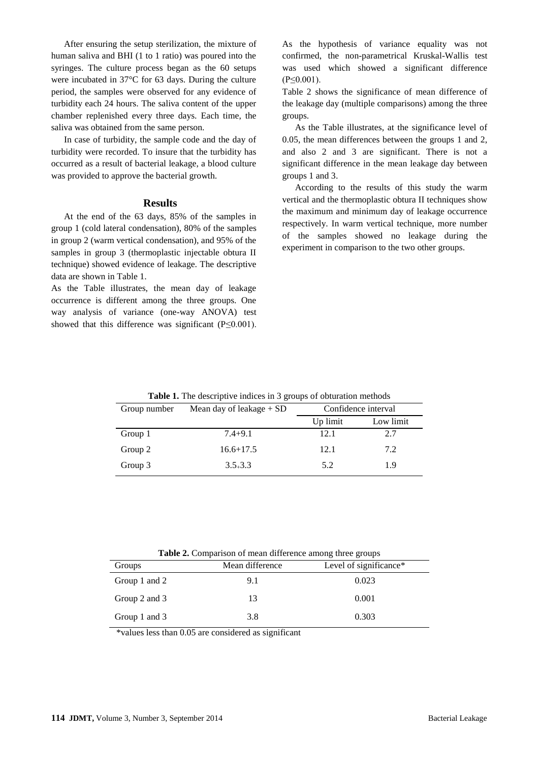After ensuring the setup sterilization, the mixture of human saliva and BHI (1 to 1 ratio) was poured into the syringes. The culture process began as the 60 setups were incubated in 37°C for 63 days. During the culture period, the samples were observed for any evidence of turbidity each 24 hours. The saliva content of the upper chamber replenished every three days. Each time, the saliva was obtained from the same person.

In case of turbidity, the sample code and the day of turbidity were recorded. To insure that the turbidity has occurred as a result of bacterial leakage, a blood culture was provided to approve the bacterial growth.

## Results

At the end of the 63 days, 85% of the samples in group 1 (cold lateral condensation), 80% of the samples in group 2 (warm vertical condensation), and 95% of the samples in group 3 (thermoplastic injectable obtura II technique) showed evidence of leakage. The descriptive data are shown in Table 1.

As the Table illustrates, the mean day of leakage occurrence is different among the three groups. One way analysis of variance (one-way ANOVA) test showed that this difference was significant ($P \leq 0.001$). As the hypothesis of variance equality was not confirmed, the non-parametrical Kruskal-Wallis test was used which showed a significant difference ($P \leq 0.001$).

Table 2 shows the significance of mean difference of the leakage day (multiple comparisons) among the three groups.

As the Table illustrates, at the significance level of 0.05, the mean differences between the groups 1 and 2, and also 2 and 3 are significant. There is not a significant difference in the mean leakage day between groups 1 and 3.

According to the results of this study the warm vertical and the thermoplastic obtura II techniques show the maximum and minimum day of leakage occurrence respectively. In warm vertical technique, more number of the samples showed no leakage during the experiment in comparison to the two other groups.

**Table 1.** The descriptive indices in 3 groups of obturation methods

| Group number | Mean day of leakage + SD | Confidence interval | |
|---|---|---|---|
| | | Up limit | Low limit |
| Group 1 | 7.4+9.1 | 12.1 | 2.7 |
| Group 2 | 16.6+17.5 | 12.1 | 7.2 |
| Group 3 | 3.5+3.3 | 5.2 | 1.9 |

**Table 2.** Comparison of mean difference among three groups

| Groups | Mean difference | Level of significance* |
|---|---|---|
| Group 1 and 2 | 9.1 | 0.023 |
| Group 2 and 3 | 13 | 0.001 |
| Group 1 and 3 | 3.8 | 0.303 |

*values less than 0.05 are considered as significant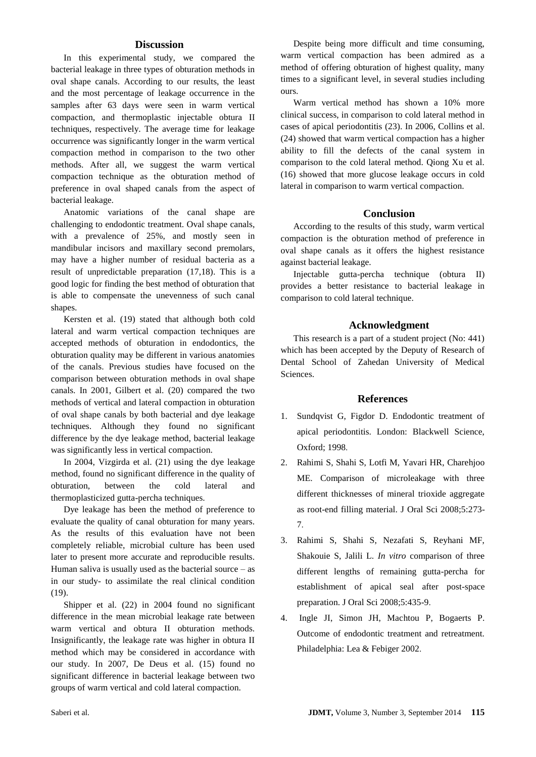## Discussion

In this experimental study, we compared the bacterial leakage in three types of obturation methods in oval shape canals. According to our results, the least and the most percentage of leakage occurrence in the samples after 63 days were seen in warm vertical compaction, and thermoplastic injectable obtura II techniques, respectively. The average time for leakage occurrence was significantly longer in the warm vertical compaction method in comparison to the two other methods. After all, we suggest the warm vertical compaction technique as the obturation method of preference in oval shaped canals from the aspect of bacterial leakage.

Anatomic variations of the canal shape are challenging to endodontic treatment. Oval shape canals, with a prevalence of 25%, and mostly seen in mandibular incisors and maxillary second premolars, may have a higher number of residual bacteria as a result of unpredictable preparation (17,18). This is a good logic for finding the best method of obturation that is able to compensate the unevenness of such canal shapes.

Kersten et al. (19) stated that although both cold lateral and warm vertical compaction techniques are accepted methods of obturation in endodontics, the obturation quality may be different in various anatomies of the canals. Previous studies have focused on the comparison between obturation methods in oval shape canals. In 2001, Gilbert et al. (20) compared the two methods of vertical and lateral compaction in obturation of oval shape canals by both bacterial and dye leakage techniques. Although they found no significant difference by the dye leakage method, bacterial leakage was significantly less in vertical compaction.

In 2004, Vizgirda et al. (21) using the dye leakage method, found no significant difference in the quality of obturation, between the cold lateral and thermoplasticized gutta-percha techniques.

Dye leakage has been the method of preference to evaluate the quality of canal obturation for many years. As the results of this evaluation have not been completely reliable, microbial culture has been used later to present more accurate and reproducible results. Human saliva is usually used as the bacterial source – as in our study- to assimilate the real clinical condition (19).

Shipper et al. (22) in 2004 found no significant difference in the mean microbial leakage rate between warm vertical and obtura II obturation methods. Insignificantly, the leakage rate was higher in obtura II method which may be considered in accordance with our study. In 2007, De Deus et al. (15) found no significant difference in bacterial leakage between two groups of warm vertical and cold lateral compaction.

Despite being more difficult and time consuming, warm vertical compaction has been admired as a method of offering obturation of highest quality, many times to a significant level, in several studies including ours.

Warm vertical method has shown a 10% more clinical success, in comparison to cold lateral method in cases of apical periodontitis (23). In 2006, Collins et al. (24) showed that warm vertical compaction has a higher ability to fill the defects of the canal system in comparison to the cold lateral method. Qiong Xu et al. (16) showed that more glucose leakage occurs in cold lateral in comparison to warm vertical compaction.

## Conclusion

According to the results of this study, warm vertical compaction is the obturation method of preference in oval shape canals as it offers the highest resistance against bacterial leakage.

Injectable gutta-percha technique (obtura II) provides a better resistance to bacterial leakage in comparison to cold lateral technique.

## Acknowledgment

This research is a part of a student project (No: 441) which has been accepted by the Deputy of Research of Dental School of Zahedan University of Medical Sciences.

## References

1. Sundqvist G, Figdor D. Endodontic treatment of apical periodontitis. London: Blackwell Science, Oxford; 1998.
2. Rahimi S, Shahi S, Lotfi M, Yavari HR, Charehjoo ME. Comparison of microleakage with three different thicknesses of mineral trioxide aggregate as root-end filling material. J Oral Sci 2008;5:273-7.
3. Rahimi S, Shahi S, Nezafati S, Reyhani MF, Shakouie S, Jalili L. *In vitro* comparison of three different lengths of remaining gutta-percha for establishment of apical seal after post-space preparation. J Oral Sci 2008;5:435-9.
4. Ingle JI, Simon JH, Machtou P, Bogaerts P. Outcome of endodontic treatment and retreatment. Philadelphia: Lea & Febiger 2002.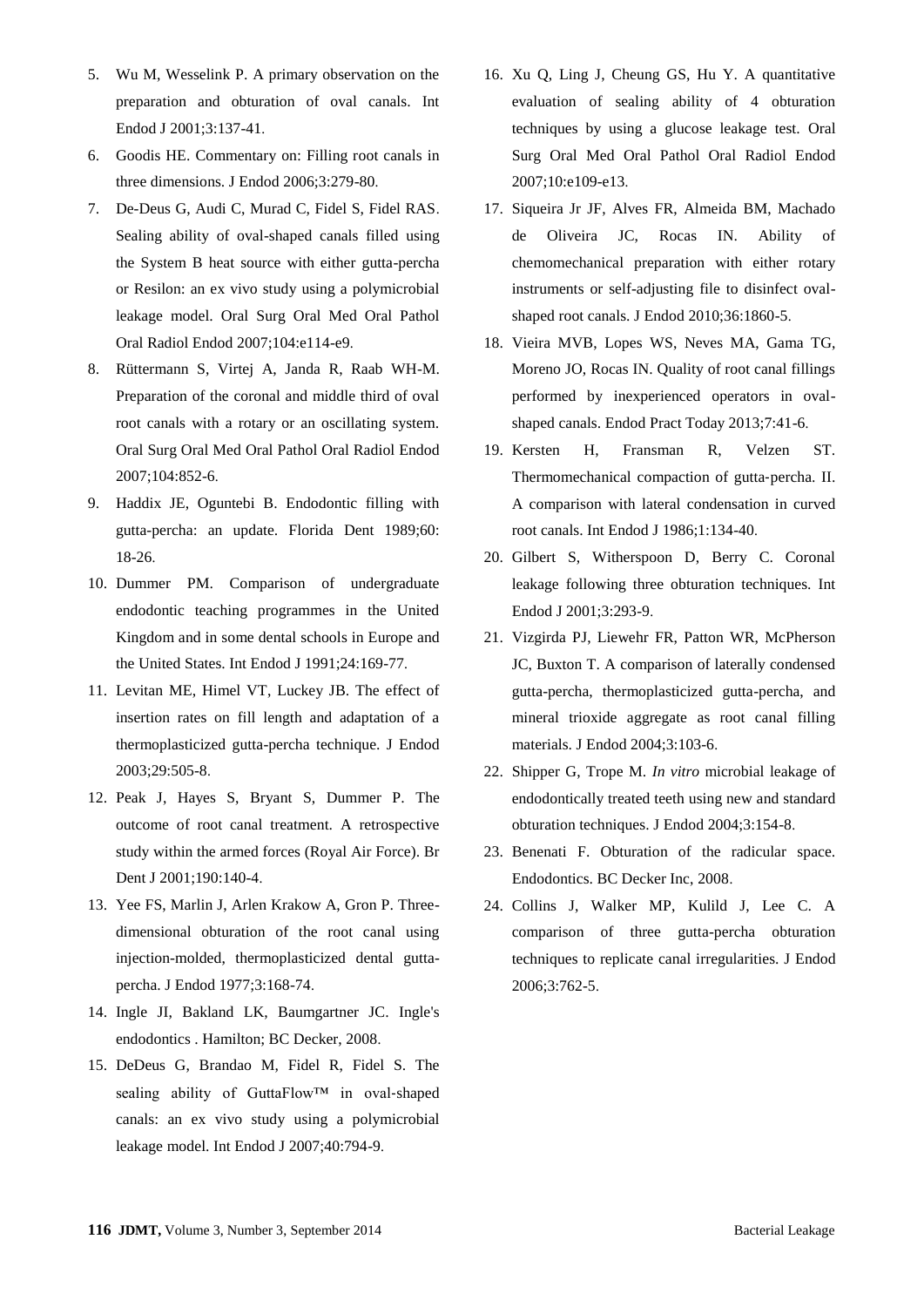5. Wu M, Wesselink P. A primary observation on the preparation and obturation of oval canals. Int Endod J 2001;3:137-41.
6. Goodis HE. Commentary on: Filling root canals in three dimensions. J Endod 2006;3:279-80.
7. De-Deus G, Audi C, Murad C, Fidel S, Fidel RAS. Sealing ability of oval-shaped canals filled using the System B heat source with either gutta-percha or Resilon: an ex vivo study using a polymicrobial leakage model. Oral Surg Oral Med Oral Pathol Oral Radiol Endod 2007;104:e114-e9.
8. Rüttermann S, Virtej A, Janda R, Raab WH-M. Preparation of the coronal and middle third of oval root canals with a rotary or an oscillating system. Oral Surg Oral Med Oral Pathol Oral Radiol Endod 2007;104:852-6.
9. Haddix JE, Oguntebi B. Endodontic filling with gutta-percha: an update. Florida Dent 1989;60: 18-26.
10. Dummer PM. Comparison of undergraduate endodontic teaching programmes in the United Kingdom and in some dental schools in Europe and the United States. Int Endod J 1991;24:169-77.
11. Levitan ME, Himel VT, Luckey JB. The effect of insertion rates on fill length and adaptation of a thermoplasticized gutta-percha technique. J Endod 2003;29:505-8.
12. Peak J, Hayes S, Bryant S, Dummer P. The outcome of root canal treatment. A retrospective study within the armed forces (Royal Air Force). Br Dent J 2001;190:140-4.
13. Yee FS, Marlin J, Arlen Krakow A, Gron P. Three-dimensional obturation of the root canal using injection-molded, thermoplasticized dental gutta-percha. J Endod 1977;3:168-74.
14. Ingle JI, Bakland LK, Baumgartner JC. Ingle's endodontics . Hamilton; BC Decker, 2008.
15. DeDeus G, Brandao M, Fidel R, Fidel S. The sealing ability of GuttaFlow™ in oval-shaped canals: an ex vivo study using a polymicrobial leakage model. Int Endod J 2007;40:794-9.
16. Xu Q, Ling J, Cheung GS, Hu Y. A quantitative evaluation of sealing ability of 4 obturation techniques by using a glucose leakage test. Oral Surg Oral Med Oral Pathol Oral Radiol Endod 2007;10:e109-e13.
17. Siqueira Jr JF, Alves FR, Almeida BM, Machado de Oliveira JC, Rocas IN. Ability of chemomechanical preparation with either rotary instruments or self-adjusting file to disinfect oval-shaped root canals. J Endod 2010;36:1860-5.
18. Vieira MVB, Lopes WS, Neves MA, Gama TG, Moreno JO, Rocas IN. Quality of root canal fillings performed by inexperienced operators in oval-shaped canals. Endod Pract Today 2013;7:41-6.
19. Kersten H, Fransman R, Velzen ST. Thermomechanical compaction of gutta-percha. II. A comparison with lateral condensation in curved root canals. Int Endod J 1986;1:134-40.
20. Gilbert S, Witherspoon D, Berry C. Coronal leakage following three obturation techniques. Int Endod J 2001;3:293-9.
21. Vizgirda PJ, Liewehr FR, Patton WR, McPherson JC, Buxton T. A comparison of laterally condensed gutta-percha, thermoplasticized gutta-percha, and mineral trioxide aggregate as root canal filling materials. J Endod 2004;3:103-6.
22. Shipper G, Trope M. *In vitro* microbial leakage of endodontically treated teeth using new and standard obturation techniques. J Endod 2004;3:154-8.
23. Benenati F. Obturation of the radicular space. Endodontics. BC Decker Inc, 2008.
24. Collins J, Walker MP, Kulild J, Lee C. A comparison of three gutta-percha obturation techniques to replicate canal irregularities. J Endod 2006;3:762-5.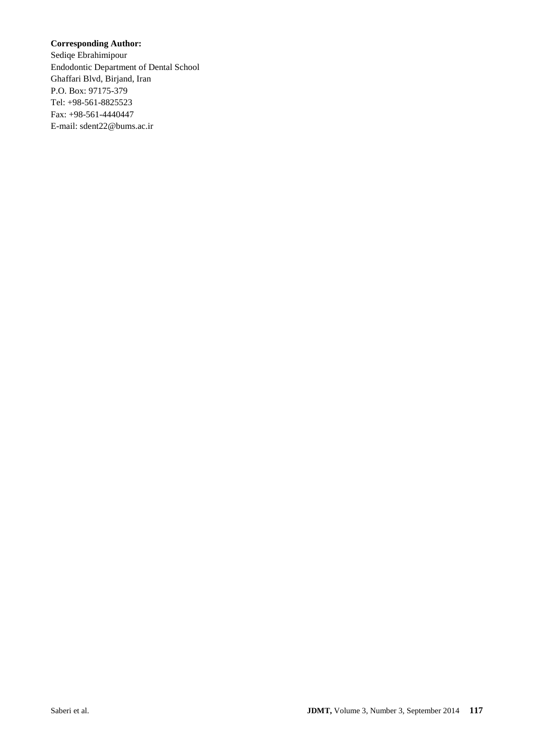**Corresponding Author:**
Sediqe Ebrahimipour
Endodontic Department of Dental School
Ghaffari Blvd, Birjand, Iran
P.O. Box: 97175-379
Tel: +98-561-8825523
Fax: +98-561-4440447
E-mail: sdent22@bums.ac.ir